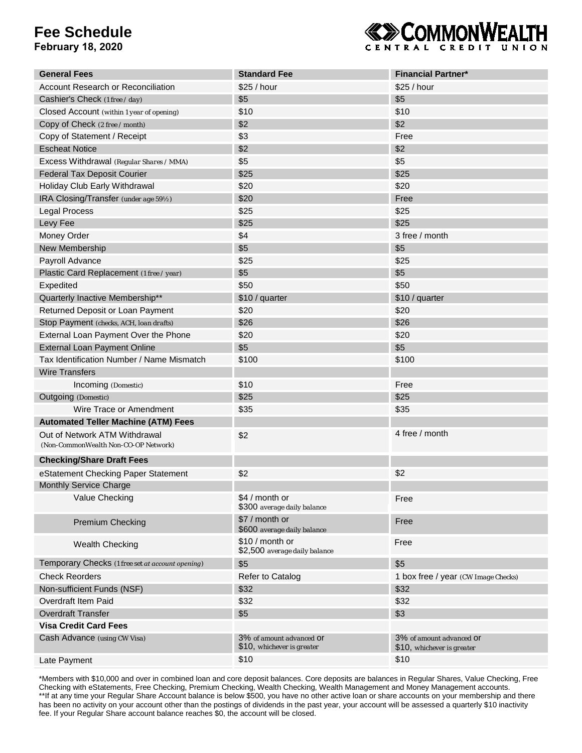# Fee Schedule

**February 18, 2020**

COMMONWEALTH CENTRAL CREDIT UNION

| General Fees | Standard Fee | Financial Partner* |
|---|---|---|
| Account Research or Reconciliation | $25 / hour | $25 / hour |
| Cashier's Check (1 free / day) | $5 | $5 |
| Closed Account (within 1 year of opening) | $10 | $10 |
| Copy of Check (2 free / month) | $2 | $2 |
| Copy of Statement / Receipt | $3 | Free |
| Escheat Notice | $2 | $2 |
| Excess Withdrawal (Regular Shares / MMA) | $5 | $5 |
| Federal Tax Deposit Courier | $25 | $25 |
| Holiday Club Early Withdrawal | $20 | $20 |
| IRA Closing/Transfer (under age 59½) | $20 | Free |
| Legal Process | $25 | $25 |
| Levy Fee | $25 | $25 |
| Money Order | $4 | 3 free / month |
| New Membership | $5 | $5 |
| Payroll Advance | $25 | $25 |
| Plastic Card Replacement (1 free / year) | $5 | $5 |
| Expedited | $50 | $50 |
| Quarterly Inactive Membership** | $10 / quarter | $10 / quarter |
| Returned Deposit or Loan Payment | $20 | $20 |
| Stop Payment (checks, ACH, loan drafts) | $26 | $26 |
| External Loan Payment Over the Phone | $20 | $20 |
| External Loan Payment Online | $5 | $5 |
| Tax Identification Number / Name Mismatch | $100 | $100 |
| Wire Transfers | | |
| Incoming (Domestic) | $10 | Free |
| Outgoing (Domestic) | $25 | $25 |
| Wire Trace or Amendment | $35 | $35 |
| **Automated Teller Machine (ATM) Fees** | | |
| Out of Network ATM Withdrawal (Non-CommonWealth Non-CO-OP Network) | $2 | 4 free / month |
| **Checking/Share Draft Fees** | | |
| eStatement Checking Paper Statement | $2 | $2 |
| Monthly Service Charge | | |
| Value Checking | $4 / month or $300 average daily balance | Free |
| Premium Checking | $7 / month or $600 average daily balance | Free |
| Wealth Checking | $10 / month or $2,500 average daily balance | Free |
| Temporary Checks (1 free set *at account opening*) | $5 | $5 |
| Check Reorders | Refer to Catalog | 1 box free / year (CW Image Checks) |
| Non-sufficient Funds (NSF) | $32 | $32 |
| Overdraft Item Paid | $32 | $32 |
| Overdraft Transfer | $5 | $3 |
| **Visa Credit Card Fees** | | |
| Cash Advance (using CW Visa) | 3% of amount advanced or $10, whichever is greater | 3% of amount advanced or $10, whichever is greater |
| Late Payment | $10 | $10 |

*Members with $10,000 and over in combined loan and core deposit balances. Core deposits are balances in Regular Shares, Value Checking, Free Checking with eStatements, Free Checking, Premium Checking, Wealth Checking, Wealth Management and Money Management accounts.

**If at any time your Regular Share Account balance is below $500, you have no other active loan or share accounts on your membership and there has been no activity on your account other than the postings of dividends in the past year, your account will be assessed a quarterly $10 inactivity fee. If your Regular Share account balance reaches $0, the account will be closed.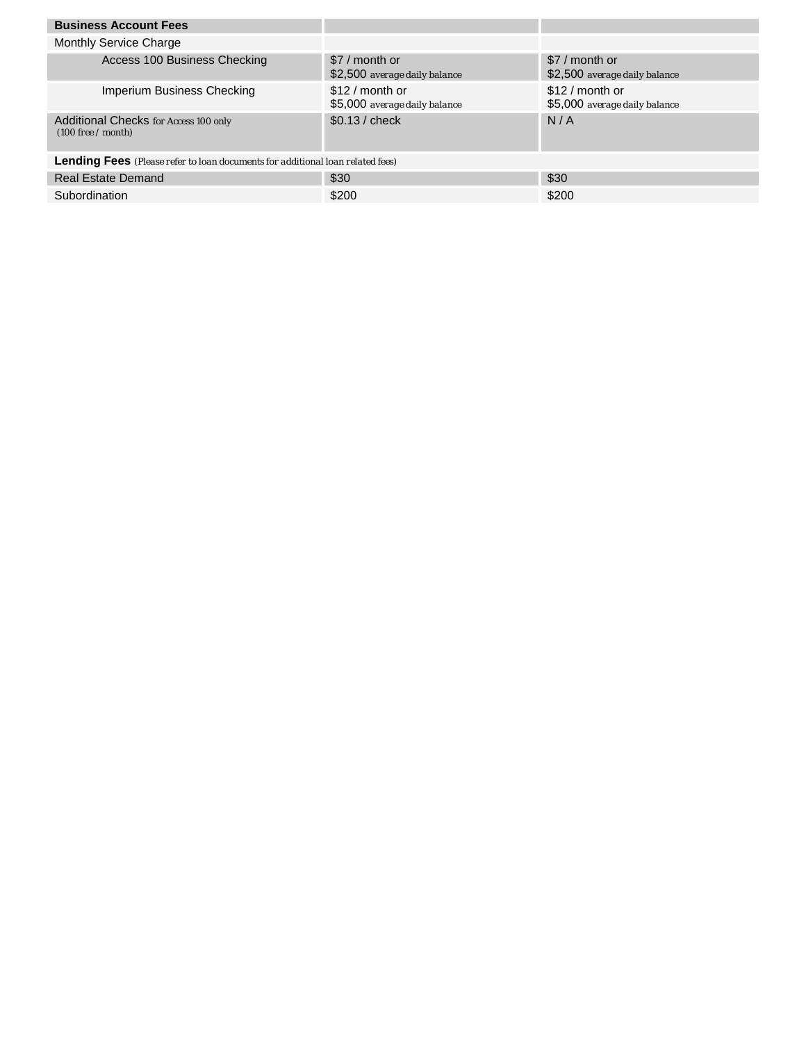| | | |
|---|---|---|
| **Business Account Fees** | | |
| Monthly Service Charge | | |
| Access 100 Business Checking | $7 / month or<br>$2,500 *average daily balance* | $7 / month or<br>$2,500 *average daily balance* |
| Imperium Business Checking | $12 / month or<br>$5,000 *average daily balance* | $12 / month or<br>$5,000 *average daily balance* |
| Additional Checks *for Access 100 only (100 free / month)* | $0.13 / check | N / A |
| **Lending Fees** *(Please refer to loan documents for additional loan related fees)* | | |
| Real Estate Demand | $30 | $30 |
| Subordination | $200 | $200 |